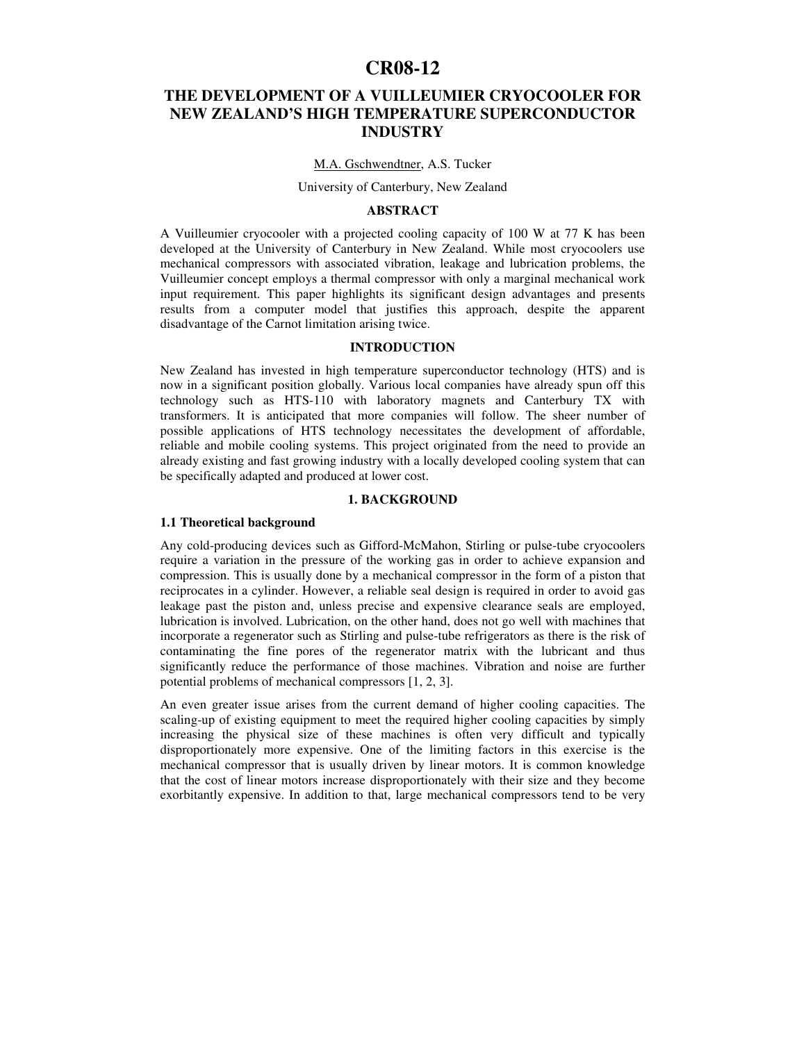# CR08-12

## THE DEVELOPMENT OF A VUILLEUMIER CRYOCOOLER FOR NEW ZEALAND'S HIGH TEMPERATURE SUPERCONDUCTOR INDUSTRY

M.A. Gschwendtner, A.S. Tucker

University of Canterbury, New Zealand

### ABSTRACT

A Vuilleumier cryocooler with a projected cooling capacity of 100 W at 77 K has been developed at the University of Canterbury in New Zealand. While most cryocoolers use mechanical compressors with associated vibration, leakage and lubrication problems, the Vuilleumier concept employs a thermal compressor with only a marginal mechanical work input requirement. This paper highlights its significant design advantages and presents results from a computer model that justifies this approach, despite the apparent disadvantage of the Carnot limitation arising twice.

### INTRODUCTION

New Zealand has invested in high temperature superconductor technology (HTS) and is now in a significant position globally. Various local companies have already spun off this technology such as HTS-110 with laboratory magnets and Canterbury TX with transformers. It is anticipated that more companies will follow. The sheer number of possible applications of HTS technology necessitates the development of affordable, reliable and mobile cooling systems. This project originated from the need to provide an already existing and fast growing industry with a locally developed cooling system that can be specifically adapted and produced at lower cost.

### 1. BACKGROUND

#### 1.1 Theoretical background

Any cold-producing devices such as Gifford-McMahon, Stirling or pulse-tube cryocoolers require a variation in the pressure of the working gas in order to achieve expansion and compression. This is usually done by a mechanical compressor in the form of a piston that reciprocates in a cylinder. However, a reliable seal design is required in order to avoid gas leakage past the piston and, unless precise and expensive clearance seals are employed, lubrication is involved. Lubrication, on the other hand, does not go well with machines that incorporate a regenerator such as Stirling and pulse-tube refrigerators as there is the risk of contaminating the fine pores of the regenerator matrix with the lubricant and thus significantly reduce the performance of those machines. Vibration and noise are further potential problems of mechanical compressors [1, 2, 3].

An even greater issue arises from the current demand of higher cooling capacities. The scaling-up of existing equipment to meet the required higher cooling capacities by simply increasing the physical size of these machines is often very difficult and typically disproportionately more expensive. One of the limiting factors in this exercise is the mechanical compressor that is usually driven by linear motors. It is common knowledge that the cost of linear motors increase disproportionately with their size and they become exorbitantly expensive. In addition to that, large mechanical compressors tend to be very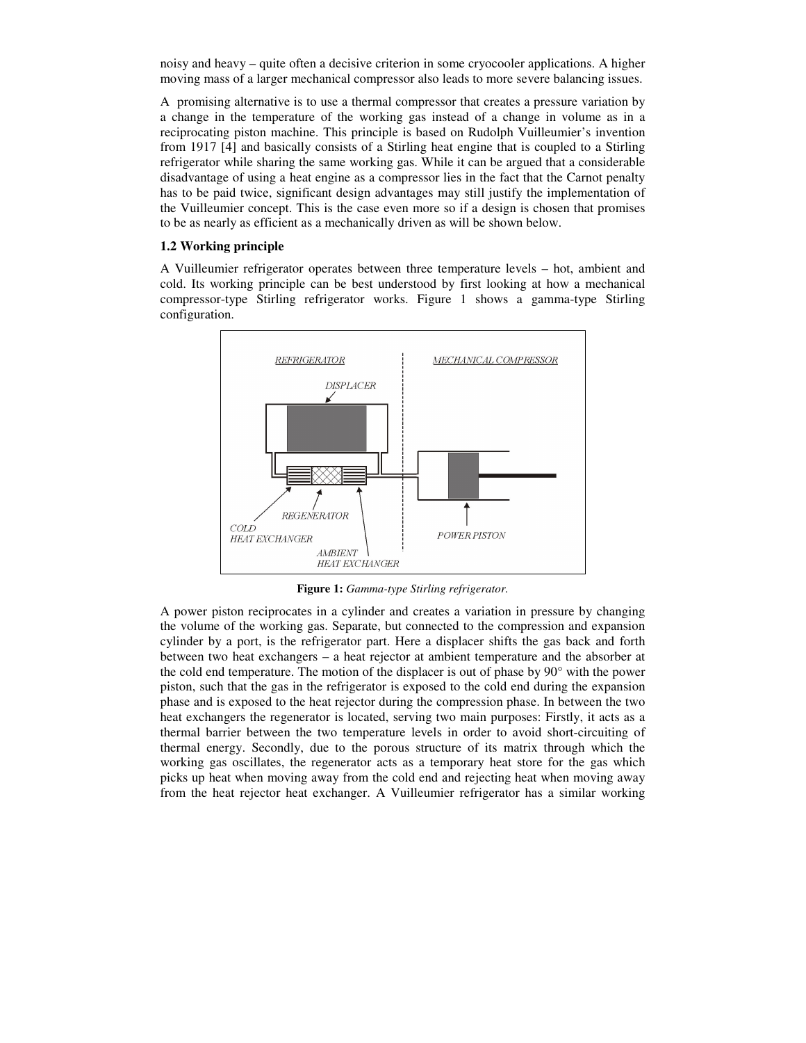noisy and heavy – quite often a decisive criterion in some cryocooler applications. A higher moving mass of a larger mechanical compressor also leads to more severe balancing issues.

A promising alternative is to use a thermal compressor that creates a pressure variation by a change in the temperature of the working gas instead of a change in volume as in a reciprocating piston machine. This principle is based on Rudolph Vuilleumier's invention from 1917 [4] and basically consists of a Stirling heat engine that is coupled to a Stirling refrigerator while sharing the same working gas. While it can be argued that a considerable disadvantage of using a heat engine as a compressor lies in the fact that the Carnot penalty has to be paid twice, significant design advantages may still justify the implementation of the Vuilleumier concept. This is the case even more so if a design is chosen that promises to be as nearly as efficient as a mechanically driven as will be shown below.

### 1.2 Working principle

A Vuilleumier refrigerator operates between three temperature levels – hot, ambient and cold. Its working principle can be best understood by first looking at how a mechanical compressor-type Stirling refrigerator works. Figure 1 shows a gamma-type Stirling configuration.

**Figure 1:** *Gamma-type Stirling refrigerator.*

A power piston reciprocates in a cylinder and creates a variation in pressure by changing the volume of the working gas. Separate, but connected to the compression and expansion cylinder by a port, is the refrigerator part. Here a displacer shifts the gas back and forth between two heat exchangers – a heat rejector at ambient temperature and the absorber at the cold end temperature. The motion of the displacer is out of phase by 90° with the power piston, such that the gas in the refrigerator is exposed to the cold end during the expansion phase and is exposed to the heat rejector during the compression phase. In between the two heat exchangers the regenerator is located, serving two main purposes: Firstly, it acts as a thermal barrier between the two temperature levels in order to avoid short-circuiting of thermal energy. Secondly, due to the porous structure of its matrix through which the working gas oscillates, the regenerator acts as a temporary heat store for the gas which picks up heat when moving away from the cold end and rejecting heat when moving away from the heat rejector heat exchanger. A Vuilleumier refrigerator has a similar working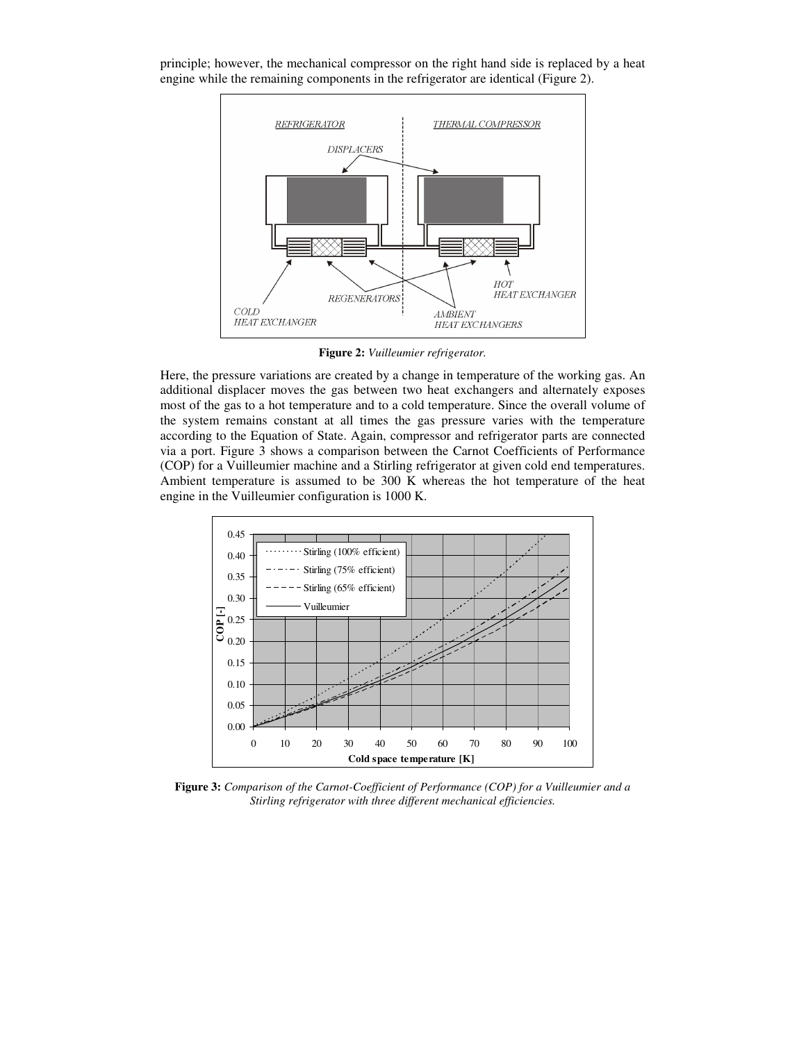principle; however, the mechanical compressor on the right hand side is replaced by a heat engine while the remaining components in the refrigerator are identical (Figure 2).

**Figure 2:** *Vuilleumier refrigerator.*

Here, the pressure variations are created by a change in temperature of the working gas. An additional displacer moves the gas between two heat exchangers and alternately exposes most of the gas to a hot temperature and to a cold temperature. Since the overall volume of the system remains constant at all times the gas pressure varies with the temperature according to the Equation of State. Again, compressor and refrigerator parts are connected via a port. Figure 3 shows a comparison between the Carnot Coefficients of Performance (COP) for a Vuilleumier machine and a Stirling refrigerator at given cold end temperatures. Ambient temperature is assumed to be 300 K whereas the hot temperature of the heat engine in the Vuilleumier configuration is 1000 K.

**Figure 3:** *Comparison of the Carnot-Coefficient of Performance (COP) for a Vuilleumier and a Stirling refrigerator with three different mechanical efficiencies.*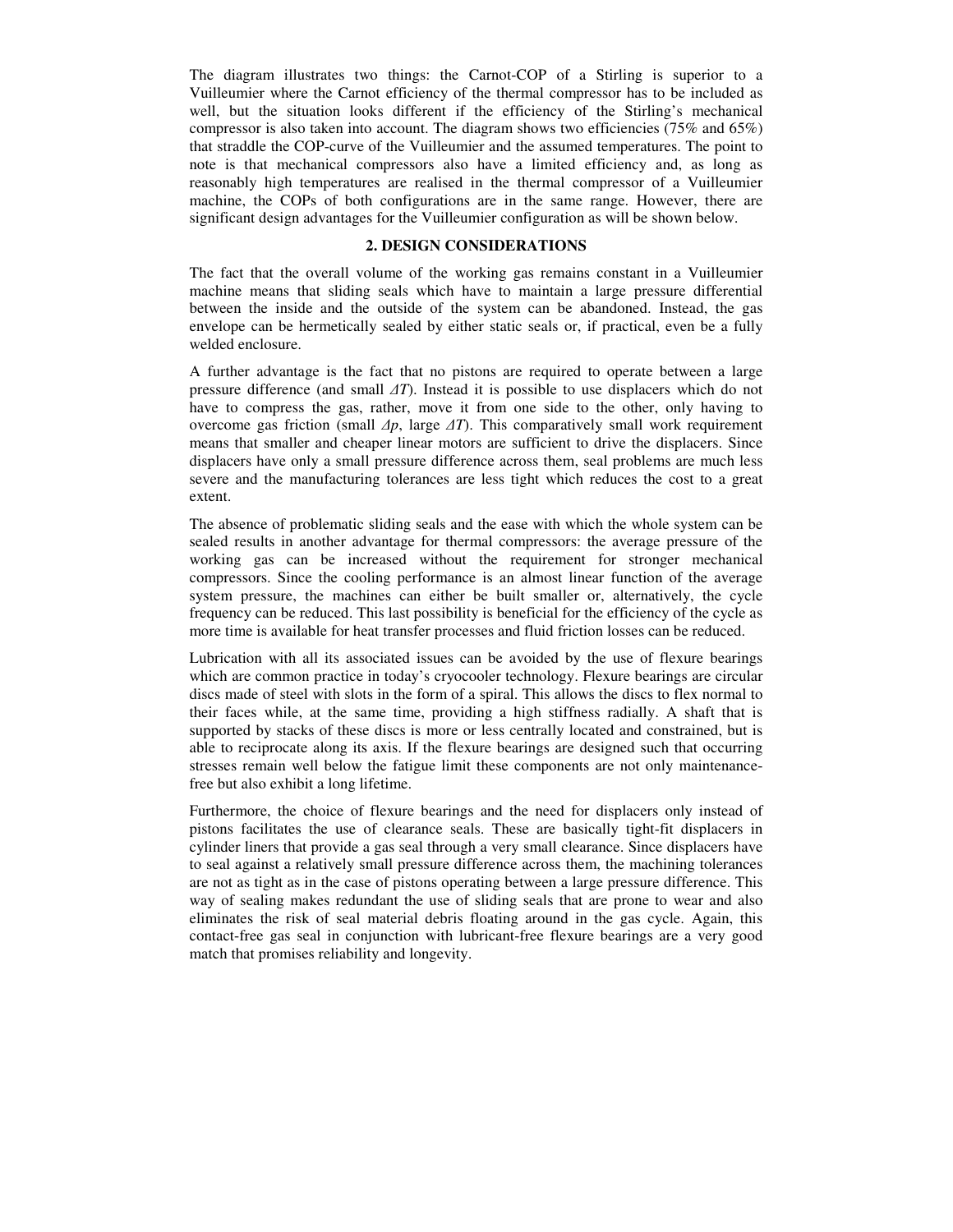The diagram illustrates two things: the Carnot-COP of a Stirling is superior to a Vuilleumier where the Carnot efficiency of the thermal compressor has to be included as well, but the situation looks different if the efficiency of the Stirling's mechanical compressor is also taken into account. The diagram shows two efficiencies (75% and 65%) that straddle the COP-curve of the Vuilleumier and the assumed temperatures. The point to note is that mechanical compressors also have a limited efficiency and, as long as reasonably high temperatures are realised in the thermal compressor of a Vuilleumier machine, the COPs of both configurations are in the same range. However, there are significant design advantages for the Vuilleumier configuration as will be shown below.

## 2. DESIGN CONSIDERATIONS

The fact that the overall volume of the working gas remains constant in a Vuilleumier machine means that sliding seals which have to maintain a large pressure differential between the inside and the outside of the system can be abandoned. Instead, the gas envelope can be hermetically sealed by either static seals or, if practical, even be a fully welded enclosure.

A further advantage is the fact that no pistons are required to operate between a large pressure difference (and small $\Delta T$). Instead it is possible to use displacers which do not have to compress the gas, rather, move it from one side to the other, only having to overcome gas friction (small $\Delta p$, large $\Delta T$). This comparatively small work requirement means that smaller and cheaper linear motors are sufficient to drive the displacers. Since displacers have only a small pressure difference across them, seal problems are much less severe and the manufacturing tolerances are less tight which reduces the cost to a great extent.

The absence of problematic sliding seals and the ease with which the whole system can be sealed results in another advantage for thermal compressors: the average pressure of the working gas can be increased without the requirement for stronger mechanical compressors. Since the cooling performance is an almost linear function of the average system pressure, the machines can either be built smaller or, alternatively, the cycle frequency can be reduced. This last possibility is beneficial for the efficiency of the cycle as more time is available for heat transfer processes and fluid friction losses can be reduced.

Lubrication with all its associated issues can be avoided by the use of flexure bearings which are common practice in today's cryocooler technology. Flexure bearings are circular discs made of steel with slots in the form of a spiral. This allows the discs to flex normal to their faces while, at the same time, providing a high stiffness radially. A shaft that is supported by stacks of these discs is more or less centrally located and constrained, but is able to reciprocate along its axis. If the flexure bearings are designed such that occurring stresses remain well below the fatigue limit these components are not only maintenance-free but also exhibit a long lifetime.

Furthermore, the choice of flexure bearings and the need for displacers only instead of pistons facilitates the use of clearance seals. These are basically tight-fit displacers in cylinder liners that provide a gas seal through a very small clearance. Since displacers have to seal against a relatively small pressure difference across them, the machining tolerances are not as tight as in the case of pistons operating between a large pressure difference. This way of sealing makes redundant the use of sliding seals that are prone to wear and also eliminates the risk of seal material debris floating around in the gas cycle. Again, this contact-free gas seal in conjunction with lubricant-free flexure bearings are a very good match that promises reliability and longevity.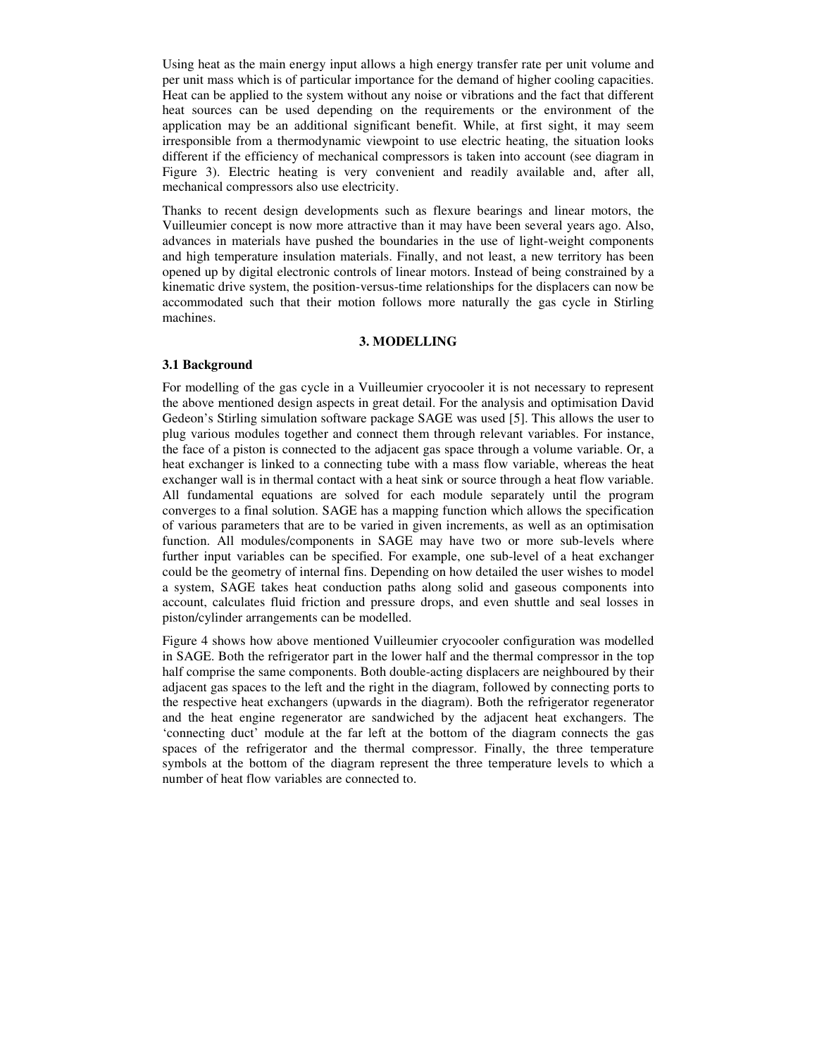Using heat as the main energy input allows a high energy transfer rate per unit volume and per unit mass which is of particular importance for the demand of higher cooling capacities. Heat can be applied to the system without any noise or vibrations and the fact that different heat sources can be used depending on the requirements or the environment of the application may be an additional significant benefit. While, at first sight, it may seem irresponsible from a thermodynamic viewpoint to use electric heating, the situation looks different if the efficiency of mechanical compressors is taken into account (see diagram in Figure 3). Electric heating is very convenient and readily available and, after all, mechanical compressors also use electricity.

Thanks to recent design developments such as flexure bearings and linear motors, the Vuilleumier concept is now more attractive than it may have been several years ago. Also, advances in materials have pushed the boundaries in the use of light-weight components and high temperature insulation materials. Finally, and not least, a new territory has been opened up by digital electronic controls of linear motors. Instead of being constrained by a kinematic drive system, the position-versus-time relationships for the displacers can now be accommodated such that their motion follows more naturally the gas cycle in Stirling machines.

## 3. MODELLING

### 3.1 Background

For modelling of the gas cycle in a Vuilleumier cryocooler it is not necessary to represent the above mentioned design aspects in great detail. For the analysis and optimisation David Gedeon's Stirling simulation software package SAGE was used [5]. This allows the user to plug various modules together and connect them through relevant variables. For instance, the face of a piston is connected to the adjacent gas space through a volume variable. Or, a heat exchanger is linked to a connecting tube with a mass flow variable, whereas the heat exchanger wall is in thermal contact with a heat sink or source through a heat flow variable. All fundamental equations are solved for each module separately until the program converges to a final solution. SAGE has a mapping function which allows the specification of various parameters that are to be varied in given increments, as well as an optimisation function. All modules/components in SAGE may have two or more sub-levels where further input variables can be specified. For example, one sub-level of a heat exchanger could be the geometry of internal fins. Depending on how detailed the user wishes to model a system, SAGE takes heat conduction paths along solid and gaseous components into account, calculates fluid friction and pressure drops, and even shuttle and seal losses in piston/cylinder arrangements can be modelled.

Figure 4 shows how above mentioned Vuilleumier cryocooler configuration was modelled in SAGE. Both the refrigerator part in the lower half and the thermal compressor in the top half comprise the same components. Both double-acting displacers are neighboured by their adjacent gas spaces to the left and the right in the diagram, followed by connecting ports to the respective heat exchangers (upwards in the diagram). Both the refrigerator regenerator and the heat engine regenerator are sandwiched by the adjacent heat exchangers. The 'connecting duct' module at the far left at the bottom of the diagram connects the gas spaces of the refrigerator and the thermal compressor. Finally, the three temperature symbols at the bottom of the diagram represent the three temperature levels to which a number of heat flow variables are connected to.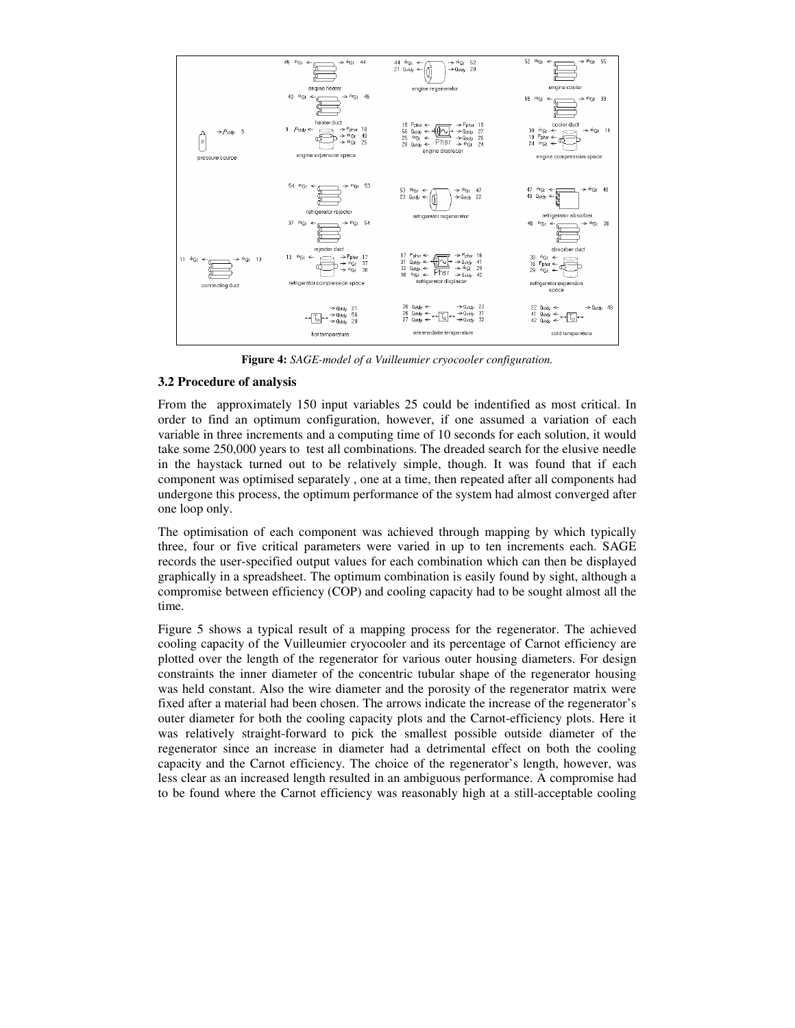**Figure 4:** *SAGE-model of a Vuilleumier cryocooler configuration.*

### 3.2 Procedure of analysis

From the approximately 150 input variables 25 could be indentified as most critical. In order to find an optimum configuration, however, if one assumed a variation of each variable in three increments and a computing time of 10 seconds for each solution, it would take some 250,000 years to test all combinations. The dreaded search for the elusive needle in the haystack turned out to be relatively simple, though. It was found that if each component was optimised separately , one at a time, then repeated after all components had undergone this process, the optimum performance of the system had almost converged after one loop only.

The optimisation of each component was achieved through mapping by which typically three, four or five critical parameters were varied in up to ten increments each. SAGE records the user-specified output values for each combination which can then be displayed graphically in a spreadsheet. The optimum combination is easily found by sight, although a compromise between efficiency (COP) and cooling capacity had to be sought almost all the time.

Figure 5 shows a typical result of a mapping process for the regenerator. The achieved cooling capacity of the Vuilleumier cryocooler and its percentage of Carnot efficiency are plotted over the length of the regenerator for various outer housing diameters. For design constraints the inner diameter of the concentric tubular shape of the regenerator housing was held constant. Also the wire diameter and the porosity of the regenerator matrix were fixed after a material had been chosen. The arrows indicate the increase of the regenerator's outer diameter for both the cooling capacity plots and the Carnot-efficiency plots. Here it was relatively straight-forward to pick the smallest possible outside diameter of the regenerator since an increase in diameter had a detrimental effect on both the cooling capacity and the Carnot efficiency. The choice of the regenerator's length, however, was less clear as an increased length resulted in an ambiguous performance. A compromise had to be found where the Carnot efficiency was reasonably high at a still-acceptable cooling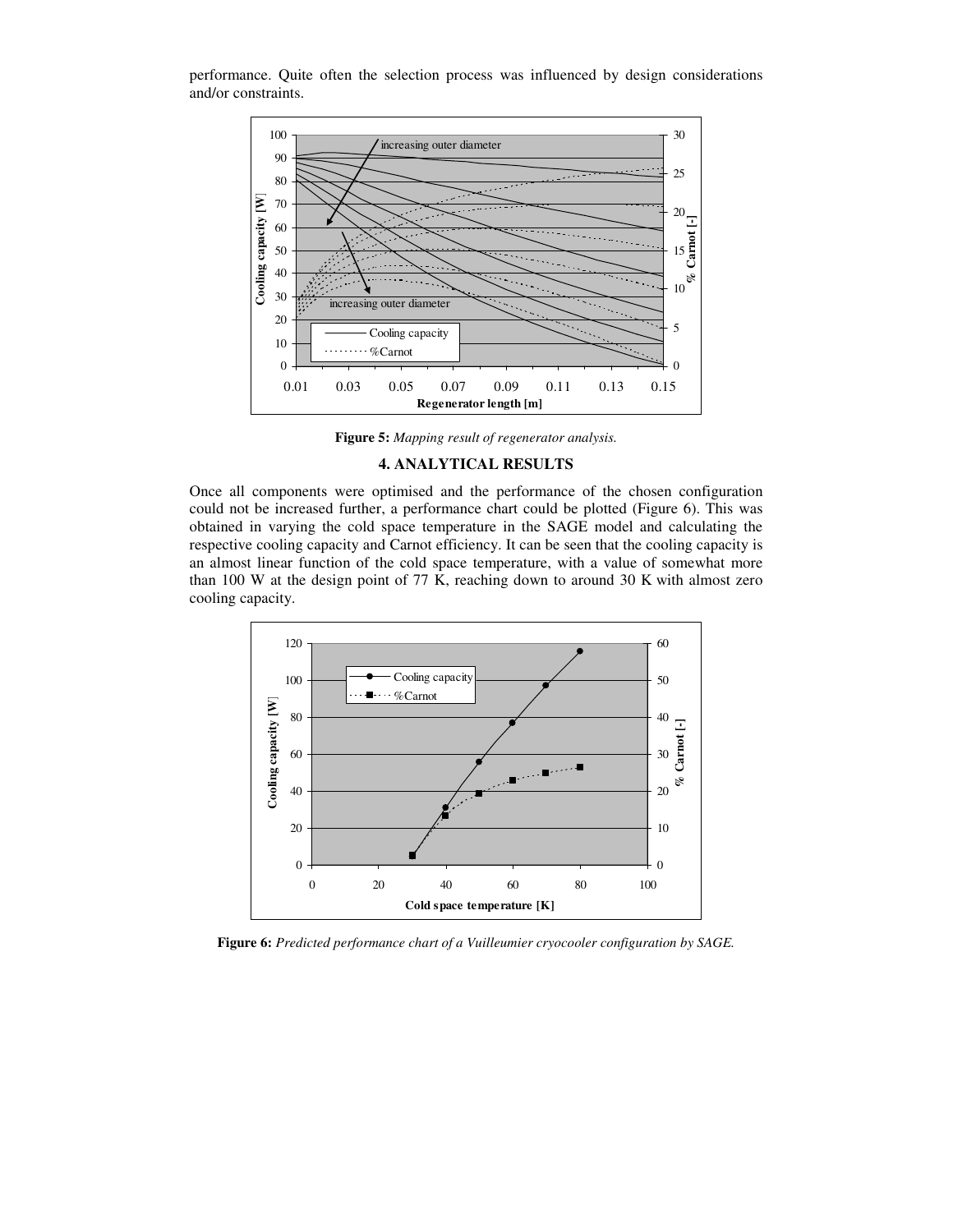performance. Quite often the selection process was influenced by design considerations and/or constraints.

**Figure 5:** *Mapping result of regenerator analysis.*

## 4. ANALYTICAL RESULTS

Once all components were optimised and the performance of the chosen configuration could not be increased further, a performance chart could be plotted (Figure 6). This was obtained in varying the cold space temperature in the SAGE model and calculating the respective cooling capacity and Carnot efficiency. It can be seen that the cooling capacity is an almost linear function of the cold space temperature, with a value of somewhat more than 100 W at the design point of 77 K, reaching down to around 30 K with almost zero cooling capacity.

**Figure 6:** *Predicted performance chart of a Vuilleumier cryocooler configuration by SAGE.*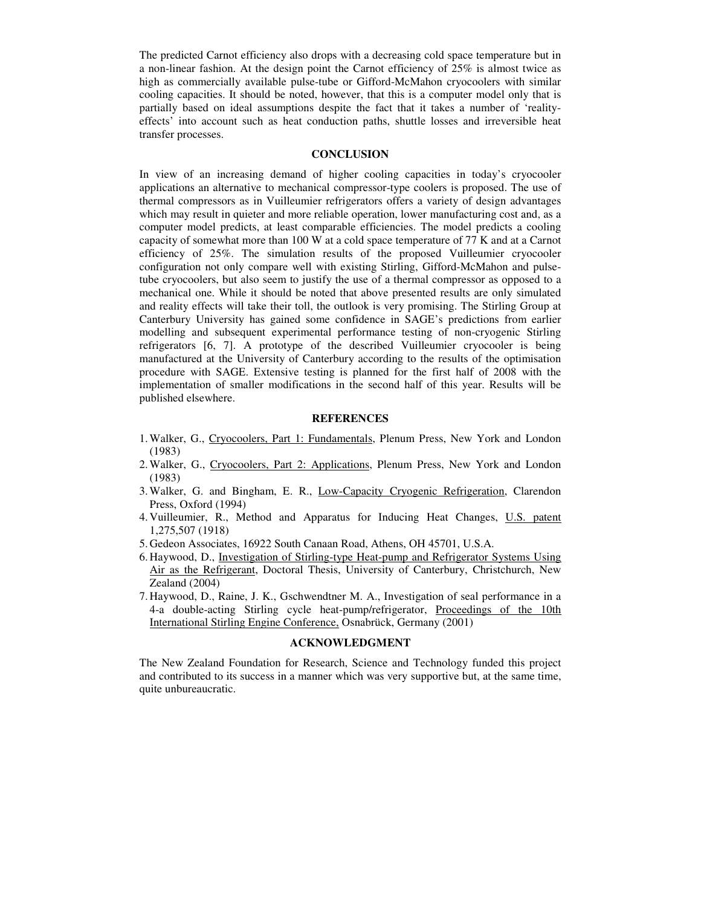The predicted Carnot efficiency also drops with a decreasing cold space temperature but in a non-linear fashion. At the design point the Carnot efficiency of 25% is almost twice as high as commercially available pulse-tube or Gifford-McMahon cryocoolers with similar cooling capacities. It should be noted, however, that this is a computer model only that is partially based on ideal assumptions despite the fact that it takes a number of 'reality-effects' into account such as heat conduction paths, shuttle losses and irreversible heat transfer processes.

## CONCLUSION

In view of an increasing demand of higher cooling capacities in today's cryocooler applications an alternative to mechanical compressor-type coolers is proposed. The use of thermal compressors as in Vuilleumier refrigerators offers a variety of design advantages which may result in quieter and more reliable operation, lower manufacturing cost and, as a computer model predicts, at least comparable efficiencies. The model predicts a cooling capacity of somewhat more than 100 W at a cold space temperature of 77 K and at a Carnot efficiency of 25%. The simulation results of the proposed Vuilleumier cryocooler configuration not only compare well with existing Stirling, Gifford-McMahon and pulse-tube cryocoolers, but also seem to justify the use of a thermal compressor as opposed to a mechanical one. While it should be noted that above presented results are only simulated and reality effects will take their toll, the outlook is very promising. The Stirling Group at Canterbury University has gained some confidence in SAGE's predictions from earlier modelling and subsequent experimental performance testing of non-cryogenic Stirling refrigerators [6, 7]. A prototype of the described Vuilleumier cryocooler is being manufactured at the University of Canterbury according to the results of the optimisation procedure with SAGE. Extensive testing is planned for the first half of 2008 with the implementation of smaller modifications in the second half of this year. Results will be published elsewhere.

## REFERENCES

1. Walker, G., Cryocoolers, Part 1: Fundamentals, Plenum Press, New York and London (1983)
2. Walker, G., Cryocoolers, Part 2: Applications, Plenum Press, New York and London (1983)
3. Walker, G. and Bingham, E. R., Low-Capacity Cryogenic Refrigeration, Clarendon Press, Oxford (1994)
4. Vuilleumier, R., Method and Apparatus for Inducing Heat Changes, U.S. patent 1,275,507 (1918)
5. Gedeon Associates, 16922 South Canaan Road, Athens, OH 45701, U.S.A.
6. Haywood, D., Investigation of Stirling-type Heat-pump and Refrigerator Systems Using Air as the Refrigerant, Doctoral Thesis, University of Canterbury, Christchurch, New Zealand (2004)
7. Haywood, D., Raine, J. K., Gschwendtner M. A., Investigation of seal performance in a 4-a double-acting Stirling cycle heat-pump/refrigerator, Proceedings of the 10th International Stirling Engine Conference, Osnabrück, Germany (2001)

## ACKNOWLEDGMENT

The New Zealand Foundation for Research, Science and Technology funded this project and contributed to its success in a manner which was very supportive but, at the same time, quite unbureaucratic.